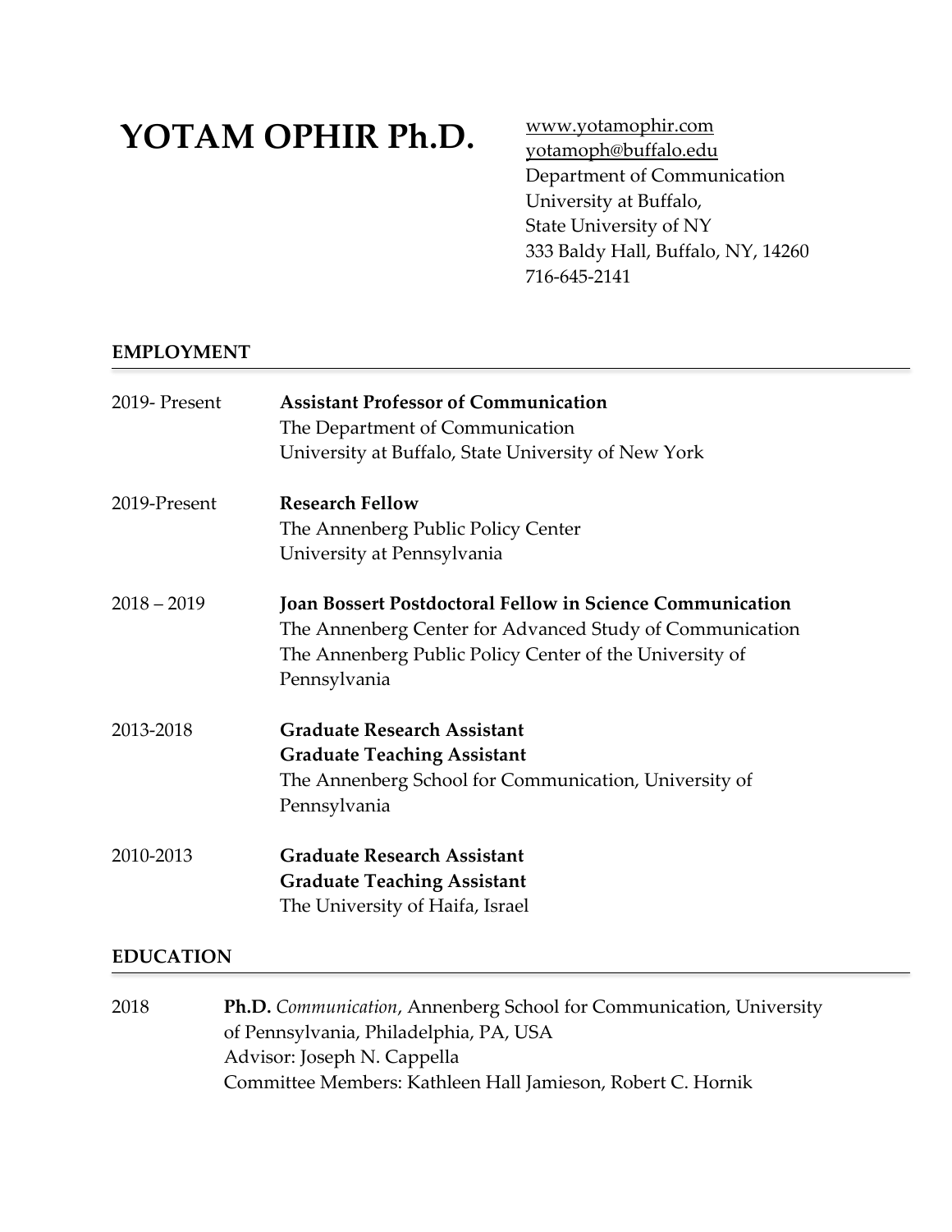# YOTAM OPHIR Ph.D.

www.yotamophir.com
yotamoph@buffalo.edu
Department of Communication
University at Buffalo,
State University of NY
333 Baldy Hall, Buffalo, NY, 14260
716-645-2141

## EMPLOYMENT

2019- Present — **Assistant Professor of Communication**
The Department of Communication
University at Buffalo, State University of New York

2019-Present — **Research Fellow**
The Annenberg Public Policy Center
University at Pennsylvania

2018 – 2019 — **Joan Bossert Postdoctoral Fellow in Science Communication**
The Annenberg Center for Advanced Study of Communication
The Annenberg Public Policy Center of the University of Pennsylvania

2013-2018 — **Graduate Research Assistant**
**Graduate Teaching Assistant**
The Annenberg School for Communication, University of Pennsylvania

2010-2013 — **Graduate Research Assistant**
**Graduate Teaching Assistant**
The University of Haifa, Israel

## EDUCATION

2018 — **Ph.D.** *Communication*, Annenberg School for Communication, University of Pennsylvania, Philadelphia, PA, USA
Advisor: Joseph N. Cappella
Committee Members: Kathleen Hall Jamieson, Robert C. Hornik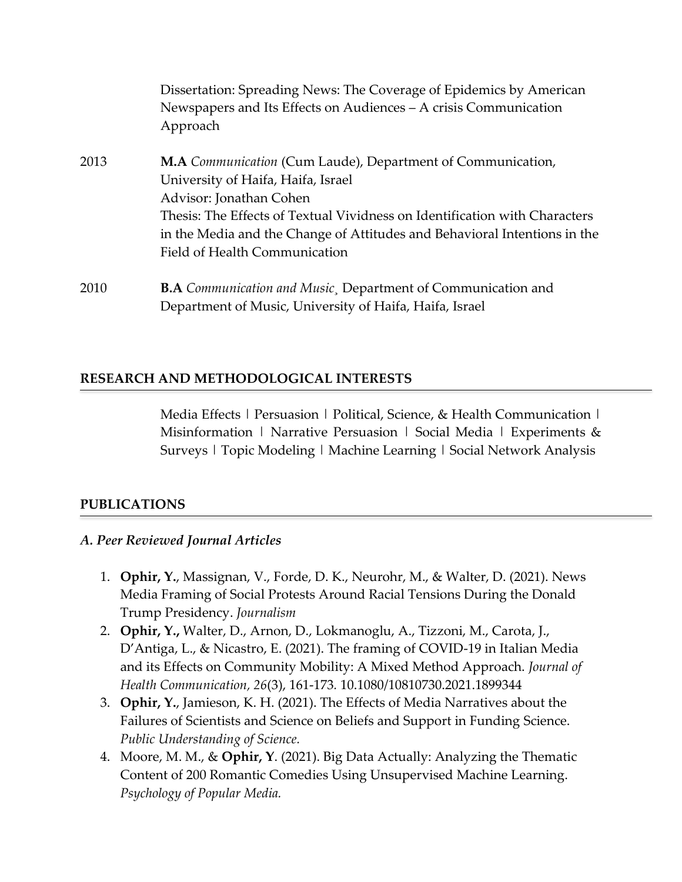Dissertation: Spreading News: The Coverage of Epidemics by American Newspapers and Its Effects on Audiences – A crisis Communication Approach

2013 **M.A** *Communication* (Cum Laude), Department of Communication, University of Haifa, Haifa, Israel
Advisor: Jonathan Cohen
Thesis: The Effects of Textual Vividness on Identification with Characters in the Media and the Change of Attitudes and Behavioral Intentions in the Field of Health Communication

2010 **B.A** *Communication and Music*¸ Department of Communication and Department of Music, University of Haifa, Haifa, Israel

## RESEARCH AND METHODOLOGICAL INTERESTS

Media Effects | Persuasion | Political, Science, & Health Communication | Misinformation | Narrative Persuasion | Social Media | Experiments & Surveys | Topic Modeling | Machine Learning | Social Network Analysis

## PUBLICATIONS

### *A. Peer Reviewed Journal Articles*

1. **Ophir, Y.**, Massignan, V., Forde, D. K., Neurohr, M., & Walter, D. (2021). News Media Framing of Social Protests Around Racial Tensions During the Donald Trump Presidency. *Journalism*
2. **Ophir, Y.,** Walter, D., Arnon, D., Lokmanoglu, A., Tizzoni, M., Carota, J., D'Antiga, L., & Nicastro, E. (2021). The framing of COVID-19 in Italian Media and its Effects on Community Mobility: A Mixed Method Approach. *Journal of Health Communication, 26*(3), 161-173. 10.1080/10810730.2021.1899344
3. **Ophir, Y.**, Jamieson, K. H. (2021). The Effects of Media Narratives about the Failures of Scientists and Science on Beliefs and Support in Funding Science. *Public Understanding of Science.*
4. Moore, M. M., & **Ophir, Y**. (2021). Big Data Actually: Analyzing the Thematic Content of 200 Romantic Comedies Using Unsupervised Machine Learning. *Psychology of Popular Media.*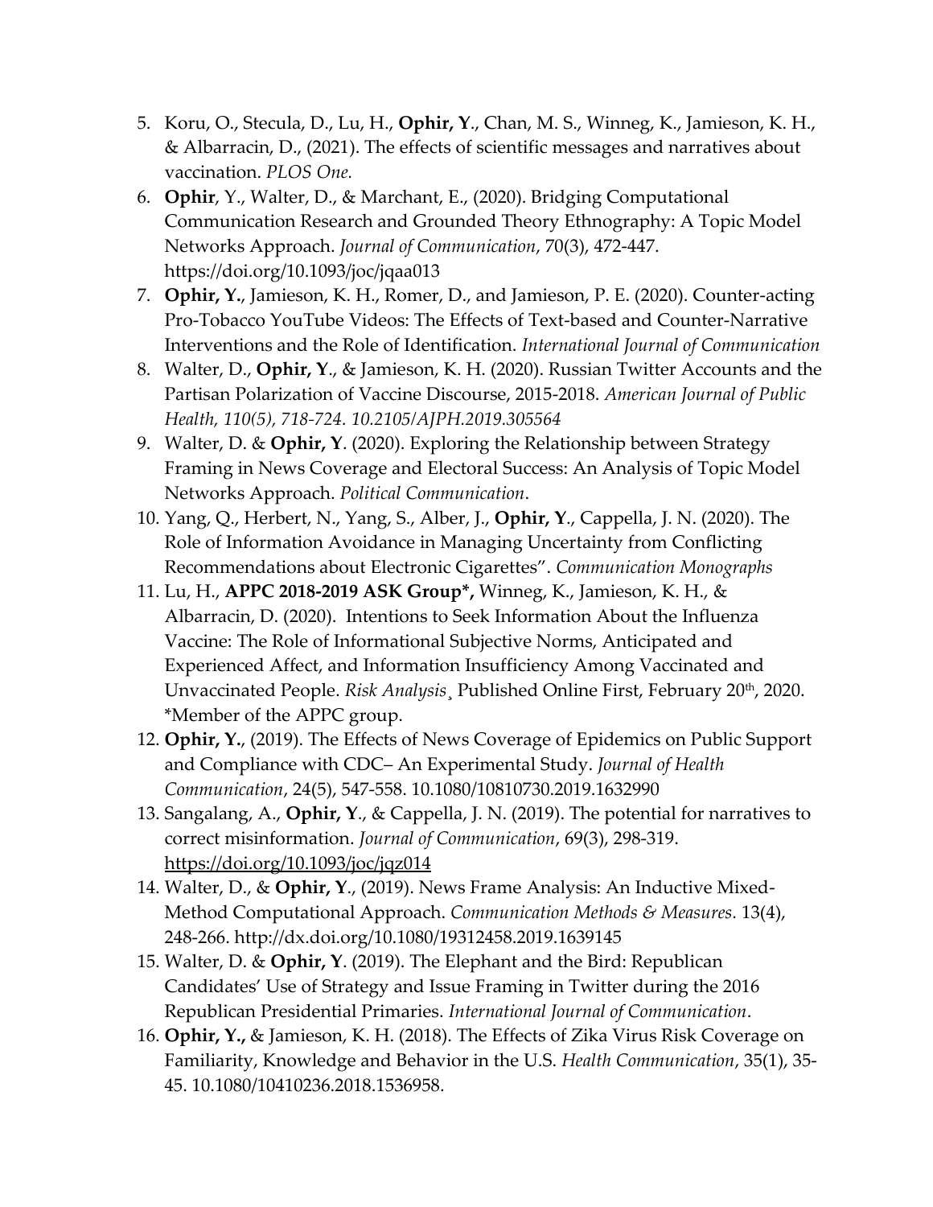5. Koru, O., Stecula, D., Lu, H., **Ophir, Y**., Chan, M. S., Winneg, K., Jamieson, K. H., & Albarracin, D., (2021). The effects of scientific messages and narratives about vaccination. *PLOS One.*
6. **Ophir**, Y., Walter, D., & Marchant, E., (2020). Bridging Computational Communication Research and Grounded Theory Ethnography: A Topic Model Networks Approach. *Journal of Communication*, 70(3), 472-447. https://doi.org/10.1093/joc/jqaa013
7. **Ophir, Y.**, Jamieson, K. H., Romer, D., and Jamieson, P. E. (2020). Counter-acting Pro-Tobacco YouTube Videos: The Effects of Text-based and Counter-Narrative Interventions and the Role of Identification. *International Journal of Communication*
8. Walter, D., **Ophir, Y**., & Jamieson, K. H. (2020). Russian Twitter Accounts and the Partisan Polarization of Vaccine Discourse, 2015-2018. *American Journal of Public Health, 110(5), 718-724. 10.2105/AJPH.2019.305564*
9. Walter, D. & **Ophir, Y**. (2020). Exploring the Relationship between Strategy Framing in News Coverage and Electoral Success: An Analysis of Topic Model Networks Approach. *Political Communication*.
10. Yang, Q., Herbert, N., Yang, S., Alber, J., **Ophir, Y**., Cappella, J. N. (2020). The Role of Information Avoidance in Managing Uncertainty from Conflicting Recommendations about Electronic Cigarettes". *Communication Monographs*
11. Lu, H., **APPC 2018-2019 ASK Group\*,** Winneg, K., Jamieson, K. H., & Albarracin, D. (2020). Intentions to Seek Information About the Influenza Vaccine: The Role of Informational Subjective Norms, Anticipated and Experienced Affect, and Information Insufficiency Among Vaccinated and Unvaccinated People. *Risk Analysis*¸ Published Online First, February 20th, 2020. \*Member of the APPC group.
12. **Ophir, Y.**, (2019). The Effects of News Coverage of Epidemics on Public Support and Compliance with CDC– An Experimental Study. *Journal of Health Communication*, 24(5), 547-558. 10.1080/10810730.2019.1632990
13. Sangalang, A., **Ophir, Y**., & Cappella, J. N. (2019). The potential for narratives to correct misinformation. *Journal of Communication*, 69(3), 298-319. https://doi.org/10.1093/joc/jqz014
14. Walter, D., & **Ophir, Y**., (2019). News Frame Analysis: An Inductive Mixed-Method Computational Approach. *Communication Methods & Measures*. 13(4), 248-266. http://dx.doi.org/10.1080/19312458.2019.1639145
15. Walter, D. & **Ophir, Y**. (2019). The Elephant and the Bird: Republican Candidates' Use of Strategy and Issue Framing in Twitter during the 2016 Republican Presidential Primaries. *International Journal of Communication*.
16. **Ophir, Y.,** & Jamieson, K. H. (2018). The Effects of Zika Virus Risk Coverage on Familiarity, Knowledge and Behavior in the U.S. *Health Communication*, 35(1), 35-45. 10.1080/10410236.2018.1536958.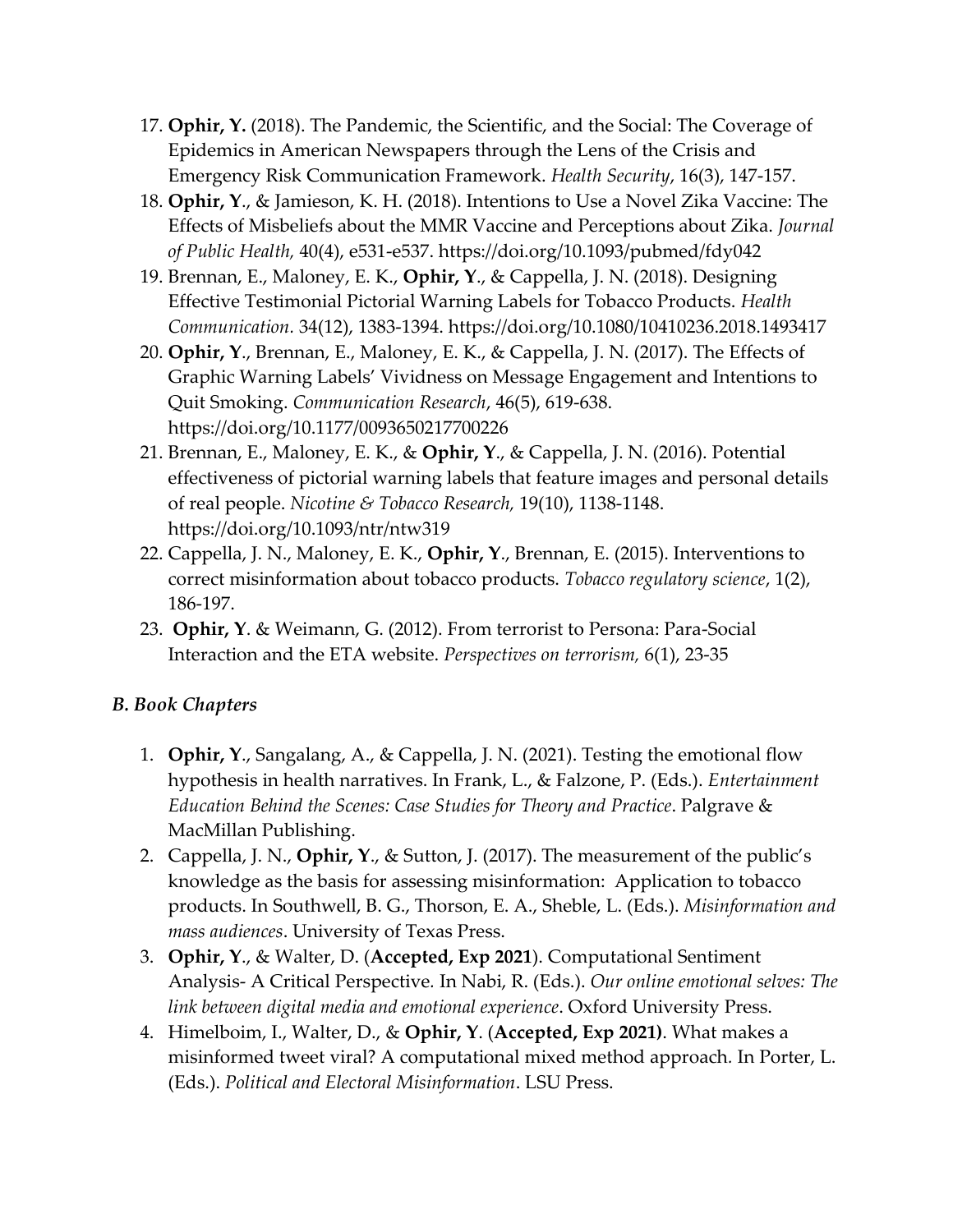17. **Ophir, Y.** (2018). The Pandemic, the Scientific, and the Social: The Coverage of Epidemics in American Newspapers through the Lens of the Crisis and Emergency Risk Communication Framework. *Health Security*, 16(3), 147-157.
18. **Ophir, Y**., & Jamieson, K. H. (2018). Intentions to Use a Novel Zika Vaccine: The Effects of Misbeliefs about the MMR Vaccine and Perceptions about Zika. *Journal of Public Health,* 40(4), e531-e537. https://doi.org/10.1093/pubmed/fdy042
19. Brennan, E., Maloney, E. K., **Ophir, Y**., & Cappella, J. N. (2018). Designing Effective Testimonial Pictorial Warning Labels for Tobacco Products. *Health Communication.* 34(12), 1383-1394. https://doi.org/10.1080/10410236.2018.1493417
20. **Ophir, Y**., Brennan, E., Maloney, E. K., & Cappella, J. N. (2017). The Effects of Graphic Warning Labels' Vividness on Message Engagement and Intentions to Quit Smoking. *Communication Research*, 46(5), 619-638. https://doi.org/10.1177/0093650217700226
21. Brennan, E., Maloney, E. K., & **Ophir, Y**., & Cappella, J. N. (2016). Potential effectiveness of pictorial warning labels that feature images and personal details of real people. *Nicotine & Tobacco Research,* 19(10), 1138-1148. https://doi.org/10.1093/ntr/ntw319
22. Cappella, J. N., Maloney, E. K., **Ophir, Y**., Brennan, E. (2015). Interventions to correct misinformation about tobacco products. *Tobacco regulatory science*, 1(2), 186-197.
23. **Ophir, Y**. & Weimann, G. (2012). From terrorist to Persona: Para-Social Interaction and the ETA website. *Perspectives on terrorism,* 6(1), 23-35

### *B. Book Chapters*

1. **Ophir, Y**., Sangalang, A., & Cappella, J. N. (2021). Testing the emotional flow hypothesis in health narratives. In Frank, L., & Falzone, P. (Eds.). *Entertainment Education Behind the Scenes: Case Studies for Theory and Practice*. Palgrave & MacMillan Publishing.
2. Cappella, J. N., **Ophir, Y**., & Sutton, J. (2017). The measurement of the public's knowledge as the basis for assessing misinformation: Application to tobacco products. In Southwell, B. G., Thorson, E. A., Sheble, L. (Eds.). *Misinformation and mass audiences*. University of Texas Press.
3. **Ophir, Y**., & Walter, D. (**Accepted, Exp 2021**). Computational Sentiment Analysis- A Critical Perspective. In Nabi, R. (Eds.). *Our online emotional selves: The link between digital media and emotional experience*. Oxford University Press.
4. Himelboim, I., Walter, D., & **Ophir, Y**. (**Accepted, Exp 2021)**. What makes a misinformed tweet viral? A computational mixed method approach. In Porter, L. (Eds.). *Political and Electoral Misinformation*. LSU Press.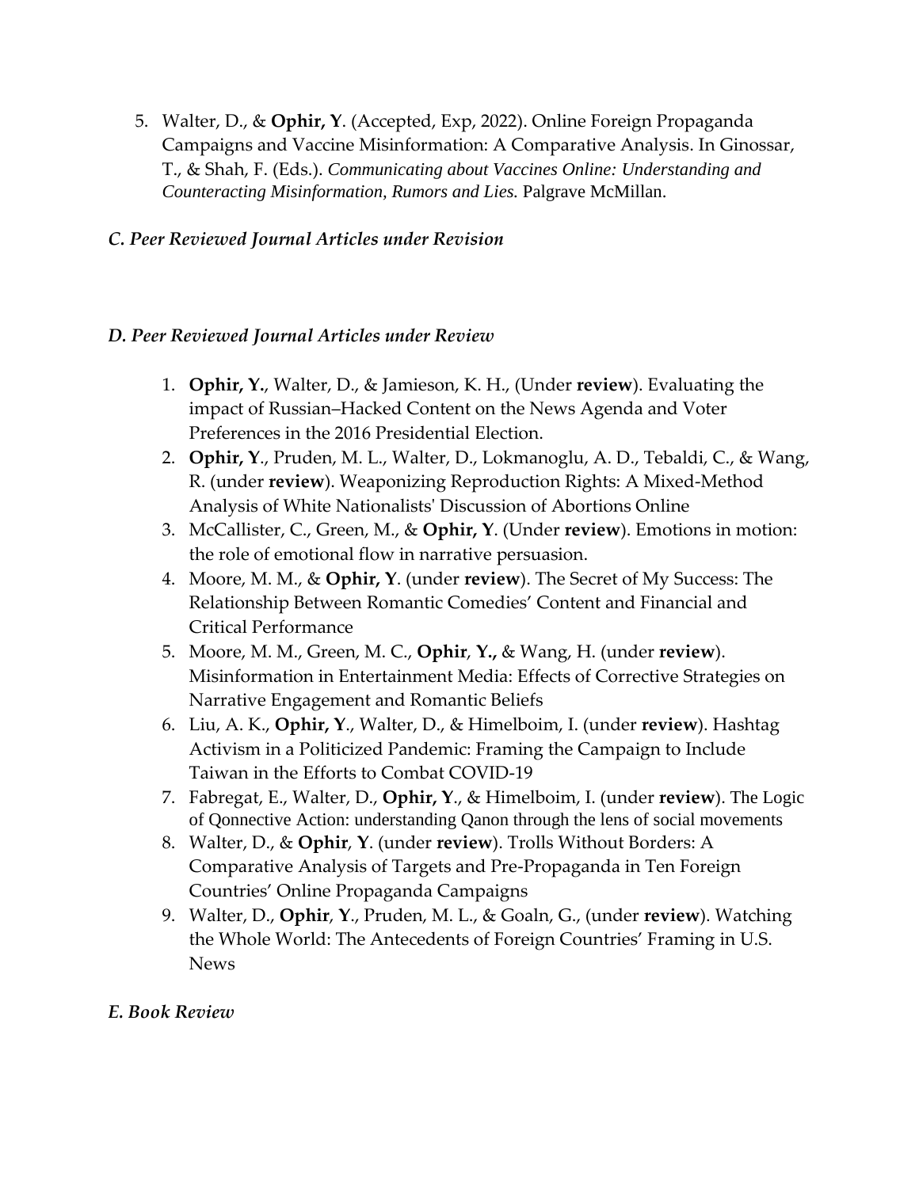5. Walter, D., & **Ophir, Y**. (Accepted, Exp, 2022). Online Foreign Propaganda Campaigns and Vaccine Misinformation: A Comparative Analysis. In Ginossar, T., & Shah, F. (Eds.). *Communicating about Vaccines Online: Understanding and Counteracting Misinformation, Rumors and Lies.* Palgrave McMillan.

### *C. Peer Reviewed Journal Articles under Revision*

### *D. Peer Reviewed Journal Articles under Review*

1. **Ophir, Y.**, Walter, D., & Jamieson, K. H., (Under **review**). Evaluating the impact of Russian–Hacked Content on the News Agenda and Voter Preferences in the 2016 Presidential Election.
2. **Ophir, Y**., Pruden, M. L., Walter, D., Lokmanoglu, A. D., Tebaldi, C., & Wang, R. (under **review**). Weaponizing Reproduction Rights: A Mixed-Method Analysis of White Nationalists' Discussion of Abortions Online
3. McCallister, C., Green, M., & **Ophir, Y**. (Under **review**). Emotions in motion: the role of emotional flow in narrative persuasion.
4. Moore, M. M., & **Ophir, Y**. (under **review**). The Secret of My Success: The Relationship Between Romantic Comedies' Content and Financial and Critical Performance
5. Moore, M. M., Green, M. C., **Ophir**, **Y.,** & Wang, H. (under **review**). Misinformation in Entertainment Media: Effects of Corrective Strategies on Narrative Engagement and Romantic Beliefs
6. Liu, A. K., **Ophir, Y**., Walter, D., & Himelboim, I. (under **review**). Hashtag Activism in a Politicized Pandemic: Framing the Campaign to Include Taiwan in the Efforts to Combat COVID-19
7. Fabregat, E., Walter, D., **Ophir, Y**., & Himelboim, I. (under **review**). The Logic of Qonnective Action: understanding Qanon through the lens of social movements
8. Walter, D., & **Ophir**, **Y**. (under **review**). Trolls Without Borders: A Comparative Analysis of Targets and Pre-Propaganda in Ten Foreign Countries' Online Propaganda Campaigns
9. Walter, D., **Ophir**, **Y**., Pruden, M. L., & Goaln, G., (under **review**). Watching the Whole World: The Antecedents of Foreign Countries' Framing in U.S. News

### *E. Book Review*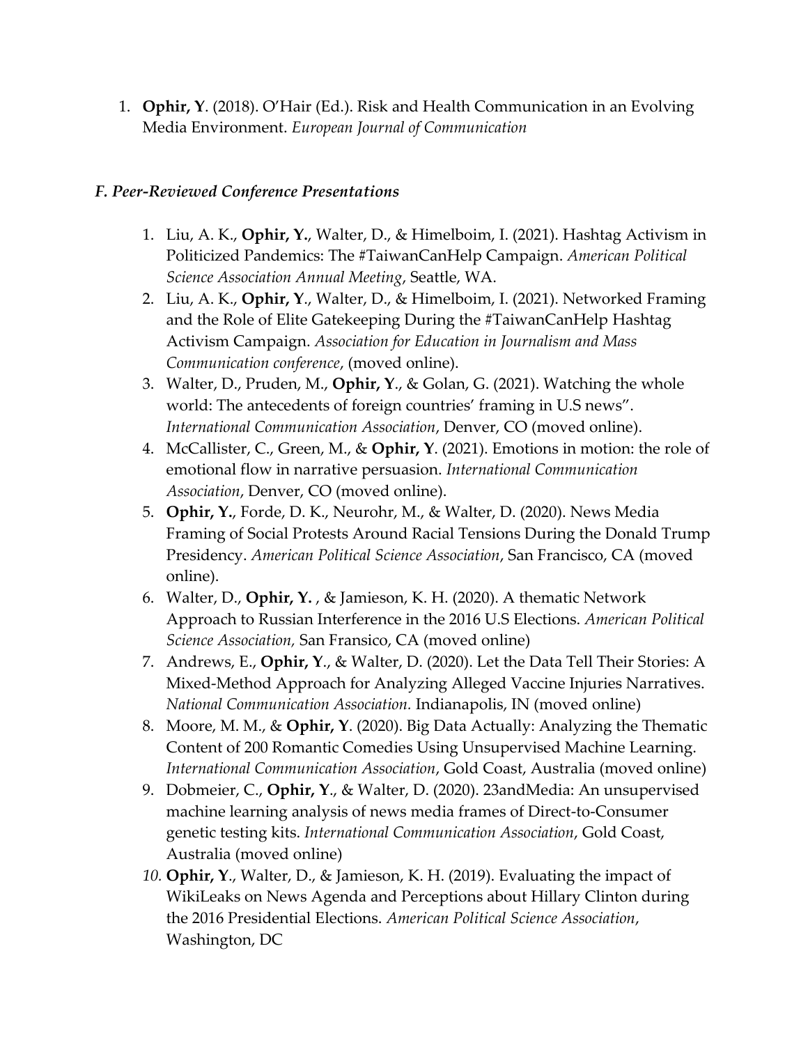1. **Ophir, Y**. (2018). O'Hair (Ed.). Risk and Health Communication in an Evolving Media Environment. *European Journal of Communication*

### *F. Peer-Reviewed Conference Presentations*

1. Liu, A. K., **Ophir, Y.**, Walter, D., & Himelboim, I. (2021). Hashtag Activism in Politicized Pandemics: The #TaiwanCanHelp Campaign. *American Political Science Association Annual Meeting*, Seattle, WA.
2. Liu, A. K., **Ophir, Y**., Walter, D., & Himelboim, I. (2021). Networked Framing and the Role of Elite Gatekeeping During the #TaiwanCanHelp Hashtag Activism Campaign. *Association for Education in Journalism and Mass Communication conference*, (moved online).
3. Walter, D., Pruden, M., **Ophir, Y**., & Golan, G. (2021). Watching the whole world: The antecedents of foreign countries' framing in U.S news". *International Communication Association*, Denver, CO (moved online).
4. McCallister, C., Green, M., & **Ophir, Y**. (2021). Emotions in motion: the role of emotional flow in narrative persuasion. *International Communication Association*, Denver, CO (moved online).
5. **Ophir, Y.**, Forde, D. K., Neurohr, M., & Walter, D. (2020). News Media Framing of Social Protests Around Racial Tensions During the Donald Trump Presidency. *American Political Science Association*, San Francisco, CA (moved online).
6. Walter, D., **Ophir, Y.** , & Jamieson, K. H. (2020). A thematic Network Approach to Russian Interference in the 2016 U.S Elections. *American Political Science Association,* San Fransico, CA (moved online)
7. Andrews, E., **Ophir, Y**., & Walter, D. (2020). Let the Data Tell Their Stories: A Mixed-Method Approach for Analyzing Alleged Vaccine Injuries Narratives. *National Communication Association.* Indianapolis, IN (moved online)
8. Moore, M. M., & **Ophir, Y**. (2020). Big Data Actually: Analyzing the Thematic Content of 200 Romantic Comedies Using Unsupervised Machine Learning. *International Communication Association*, Gold Coast, Australia (moved online)
9. Dobmeier, C., **Ophir, Y**., & Walter, D. (2020). 23andMedia: An unsupervised machine learning analysis of news media frames of Direct-to-Consumer genetic testing kits. *International Communication Association*, Gold Coast, Australia (moved online)
10. **Ophir, Y**., Walter, D., & Jamieson, K. H. (2019). Evaluating the impact of WikiLeaks on News Agenda and Perceptions about Hillary Clinton during the 2016 Presidential Elections. *American Political Science Association*, Washington, DC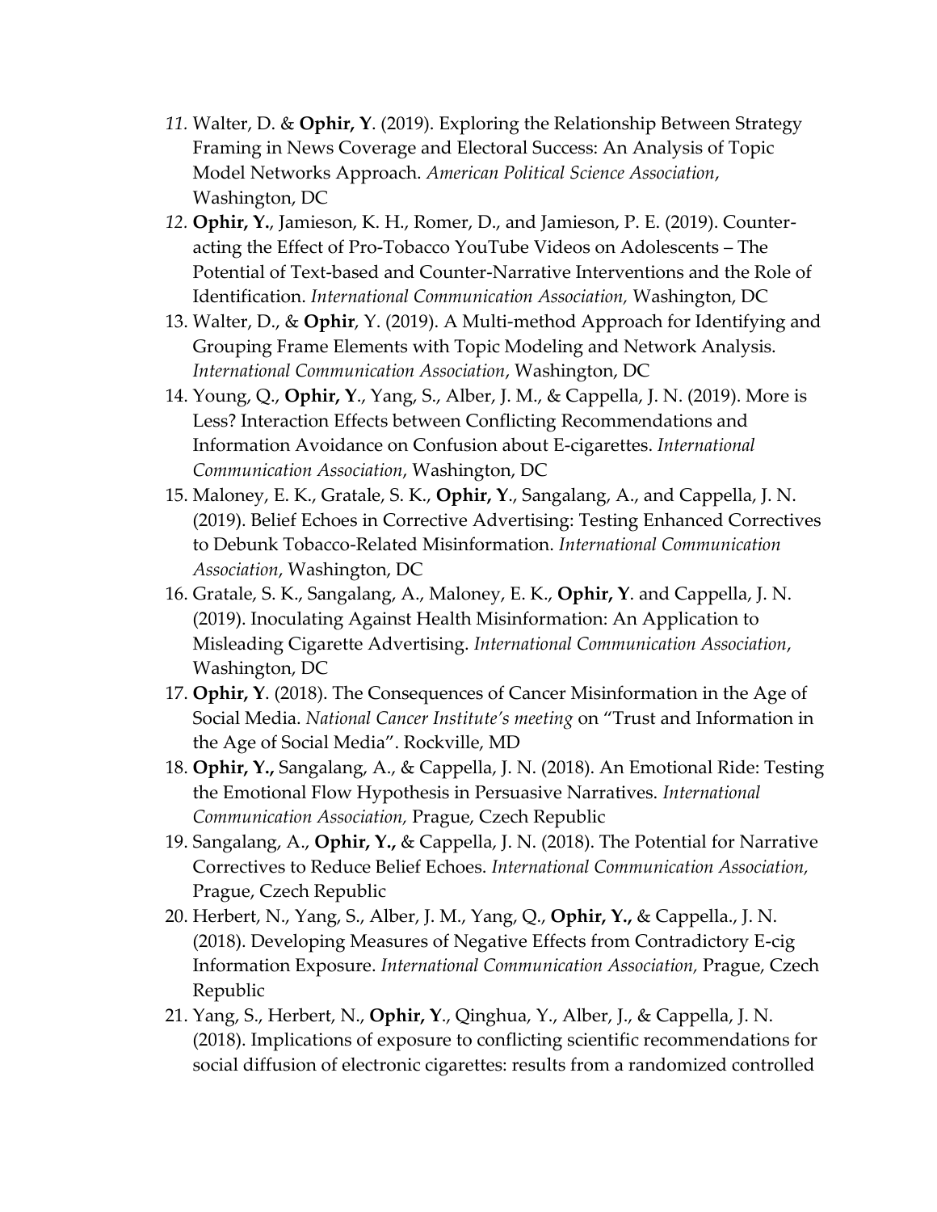11. Walter, D. & **Ophir, Y**. (2019). Exploring the Relationship Between Strategy Framing in News Coverage and Electoral Success: An Analysis of Topic Model Networks Approach. *American Political Science Association*, Washington, DC
12. **Ophir, Y.**, Jamieson, K. H., Romer, D., and Jamieson, P. E. (2019). Counter-acting the Effect of Pro-Tobacco YouTube Videos on Adolescents – The Potential of Text-based and Counter-Narrative Interventions and the Role of Identification. *International Communication Association,* Washington, DC
13. Walter, D., & **Ophir**, Y. (2019). A Multi-method Approach for Identifying and Grouping Frame Elements with Topic Modeling and Network Analysis. *International Communication Association*, Washington, DC
14. Young, Q., **Ophir, Y**., Yang, S., Alber, J. M., & Cappella, J. N. (2019). More is Less? Interaction Effects between Conflicting Recommendations and Information Avoidance on Confusion about E-cigarettes. *International Communication Association*, Washington, DC
15. Maloney, E. K., Gratale, S. K., **Ophir, Y**., Sangalang, A., and Cappella, J. N. (2019). Belief Echoes in Corrective Advertising: Testing Enhanced Correctives to Debunk Tobacco-Related Misinformation. *International Communication Association*, Washington, DC
16. Gratale, S. K., Sangalang, A., Maloney, E. K., **Ophir, Y**. and Cappella, J. N. (2019). Inoculating Against Health Misinformation: An Application to Misleading Cigarette Advertising. *International Communication Association*, Washington, DC
17. **Ophir, Y**. (2018). The Consequences of Cancer Misinformation in the Age of Social Media. *National Cancer Institute's meeting* on "Trust and Information in the Age of Social Media". Rockville, MD
18. **Ophir, Y.,** Sangalang, A., & Cappella, J. N. (2018). An Emotional Ride: Testing the Emotional Flow Hypothesis in Persuasive Narratives. *International Communication Association,* Prague, Czech Republic
19. Sangalang, A., **Ophir, Y.,** & Cappella, J. N. (2018). The Potential for Narrative Correctives to Reduce Belief Echoes. *International Communication Association,* Prague, Czech Republic
20. Herbert, N., Yang, S., Alber, J. M., Yang, Q., **Ophir, Y.,** & Cappella., J. N. (2018). Developing Measures of Negative Effects from Contradictory E-cig Information Exposure. *International Communication Association,* Prague, Czech Republic
21. Yang, S., Herbert, N., **Ophir, Y**., Qinghua, Y., Alber, J., & Cappella, J. N. (2018). Implications of exposure to conflicting scientific recommendations for social diffusion of electronic cigarettes: results from a randomized controlled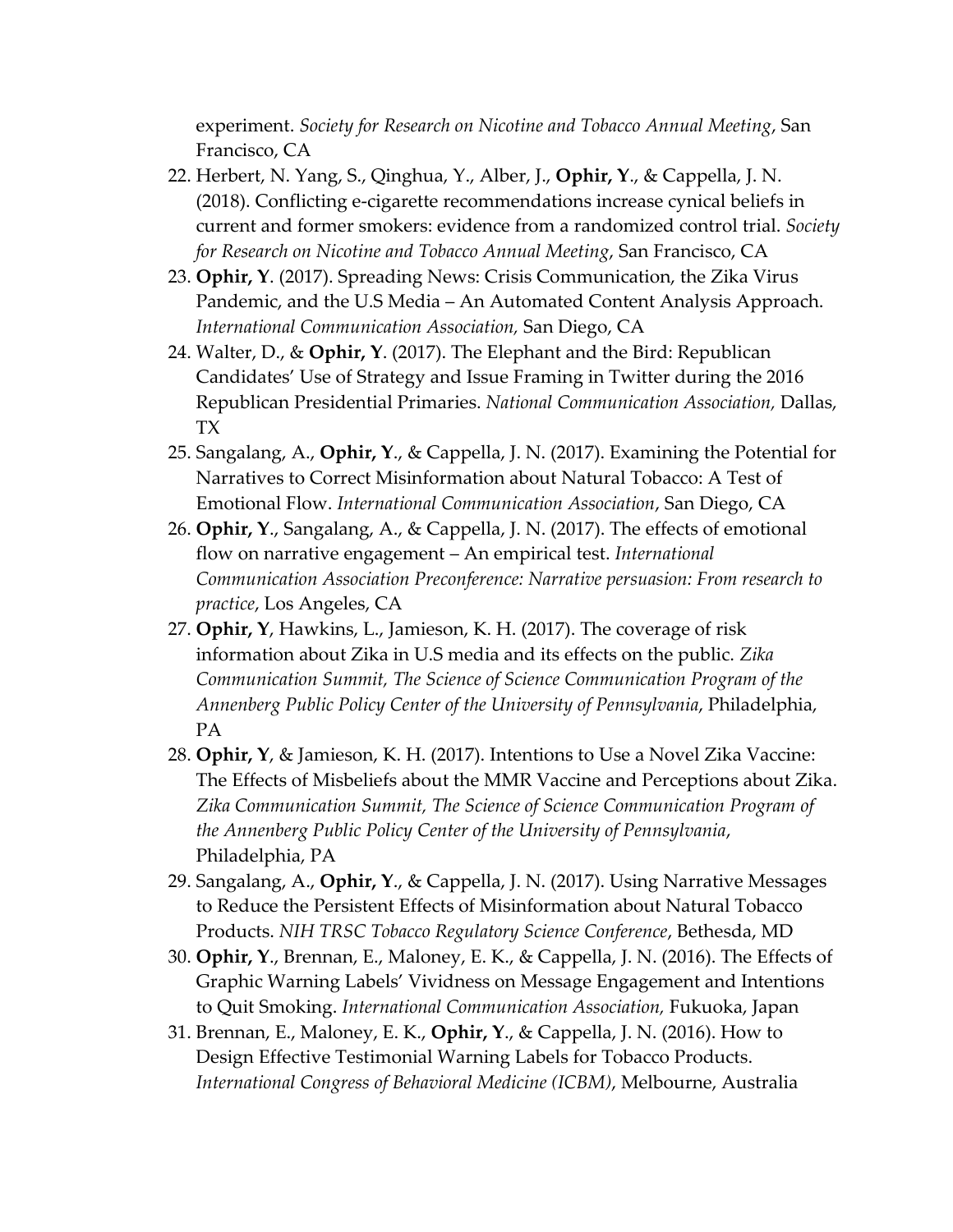experiment. *Society for Research on Nicotine and Tobacco Annual Meeting*, San Francisco, CA

22. Herbert, N. Yang, S., Qinghua, Y., Alber, J., **Ophir, Y**., & Cappella, J. N. (2018). Conflicting e-cigarette recommendations increase cynical beliefs in current and former smokers: evidence from a randomized control trial. *Society for Research on Nicotine and Tobacco Annual Meeting*, San Francisco, CA
23. **Ophir, Y**. (2017). Spreading News: Crisis Communication, the Zika Virus Pandemic, and the U.S Media – An Automated Content Analysis Approach. *International Communication Association,* San Diego, CA
24. Walter, D., & **Ophir, Y**. (2017). The Elephant and the Bird: Republican Candidates' Use of Strategy and Issue Framing in Twitter during the 2016 Republican Presidential Primaries. *National Communication Association,* Dallas, TX
25. Sangalang, A., **Ophir, Y**., & Cappella, J. N. (2017). Examining the Potential for Narratives to Correct Misinformation about Natural Tobacco: A Test of Emotional Flow. *International Communication Association*, San Diego, CA
26. **Ophir, Y**., Sangalang, A., & Cappella, J. N. (2017). The effects of emotional flow on narrative engagement – An empirical test. *International Communication Association Preconference: Narrative persuasion: From research to practice*, Los Angeles, CA
27. **Ophir, Y**, Hawkins, L., Jamieson, K. H. (2017). The coverage of risk information about Zika in U.S media and its effects on the public. *Zika Communication Summit, The Science of Science Communication Program of the Annenberg Public Policy Center of the University of Pennsylvania*, Philadelphia, PA
28. **Ophir, Y**, & Jamieson, K. H. (2017). Intentions to Use a Novel Zika Vaccine: The Effects of Misbeliefs about the MMR Vaccine and Perceptions about Zika. *Zika Communication Summit, The Science of Science Communication Program of the Annenberg Public Policy Center of the University of Pennsylvania*, Philadelphia, PA
29. Sangalang, A., **Ophir, Y**., & Cappella, J. N. (2017). Using Narrative Messages to Reduce the Persistent Effects of Misinformation about Natural Tobacco Products. *NIH TRSC Tobacco Regulatory Science Conference*, Bethesda, MD
30. **Ophir, Y**., Brennan, E., Maloney, E. K., & Cappella, J. N. (2016). The Effects of Graphic Warning Labels' Vividness on Message Engagement and Intentions to Quit Smoking. *International Communication Association,* Fukuoka, Japan
31. Brennan, E., Maloney, E. K., **Ophir, Y**., & Cappella, J. N. (2016). How to Design Effective Testimonial Warning Labels for Tobacco Products. *International Congress of Behavioral Medicine (ICBM)*, Melbourne, Australia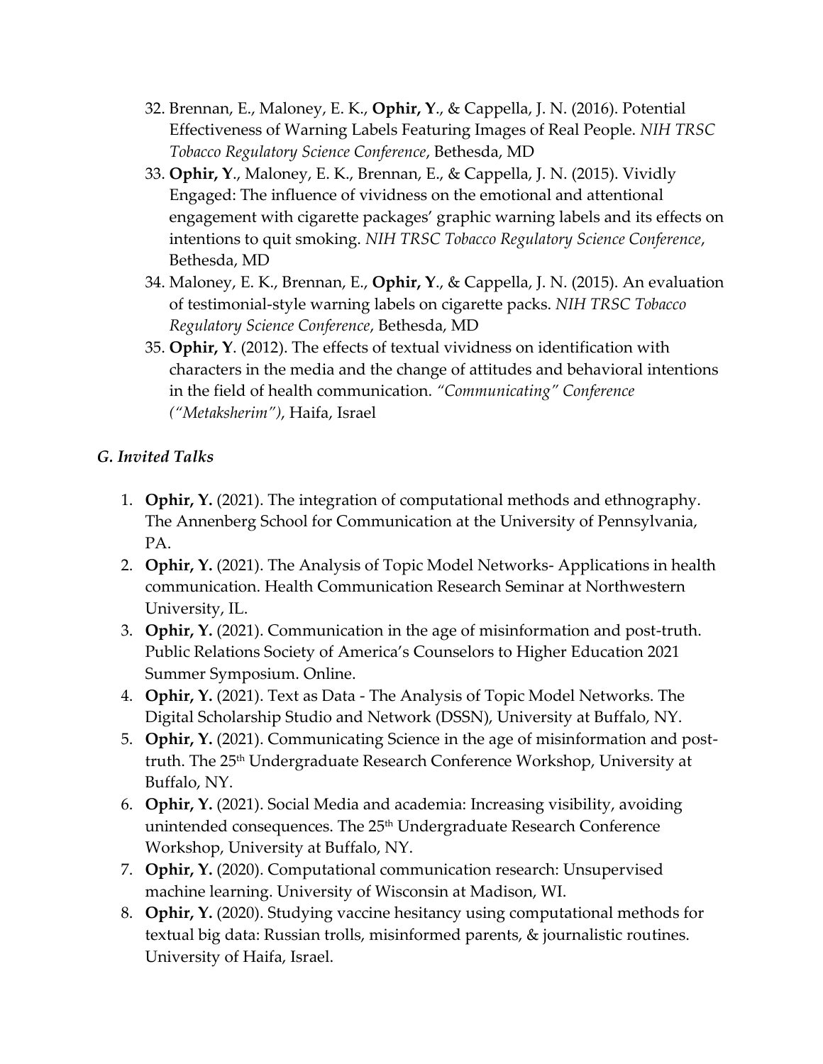32. Brennan, E., Maloney, E. K., **Ophir, Y**., & Cappella, J. N. (2016). Potential Effectiveness of Warning Labels Featuring Images of Real People. *NIH TRSC Tobacco Regulatory Science Conference*, Bethesda, MD
33. **Ophir, Y**., Maloney, E. K., Brennan, E., & Cappella, J. N. (2015). Vividly Engaged: The influence of vividness on the emotional and attentional engagement with cigarette packages' graphic warning labels and its effects on intentions to quit smoking. *NIH TRSC Tobacco Regulatory Science Conference*, Bethesda, MD
34. Maloney, E. K., Brennan, E., **Ophir, Y**., & Cappella, J. N. (2015). An evaluation of testimonial-style warning labels on cigarette packs. *NIH TRSC Tobacco Regulatory Science Conference*, Bethesda, MD
35. **Ophir, Y**. (2012). The effects of textual vividness on identification with characters in the media and the change of attitudes and behavioral intentions in the field of health communication. *"Communicating" Conference ("Metaksherim")*, Haifa, Israel

### *G. Invited Talks*

1. **Ophir, Y.** (2021). The integration of computational methods and ethnography. The Annenberg School for Communication at the University of Pennsylvania, PA.
2. **Ophir, Y.** (2021). The Analysis of Topic Model Networks- Applications in health communication. Health Communication Research Seminar at Northwestern University, IL.
3. **Ophir, Y.** (2021). Communication in the age of misinformation and post-truth. Public Relations Society of America's Counselors to Higher Education 2021 Summer Symposium. Online.
4. **Ophir, Y.** (2021). Text as Data - The Analysis of Topic Model Networks. The Digital Scholarship Studio and Network (DSSN), University at Buffalo, NY.
5. **Ophir, Y.** (2021). Communicating Science in the age of misinformation and post-truth. The 25th Undergraduate Research Conference Workshop, University at Buffalo, NY.
6. **Ophir, Y.** (2021). Social Media and academia: Increasing visibility, avoiding unintended consequences. The 25th Undergraduate Research Conference Workshop, University at Buffalo, NY.
7. **Ophir, Y.** (2020). Computational communication research: Unsupervised machine learning. University of Wisconsin at Madison, WI.
8. **Ophir, Y.** (2020). Studying vaccine hesitancy using computational methods for textual big data: Russian trolls, misinformed parents, & journalistic routines. University of Haifa, Israel.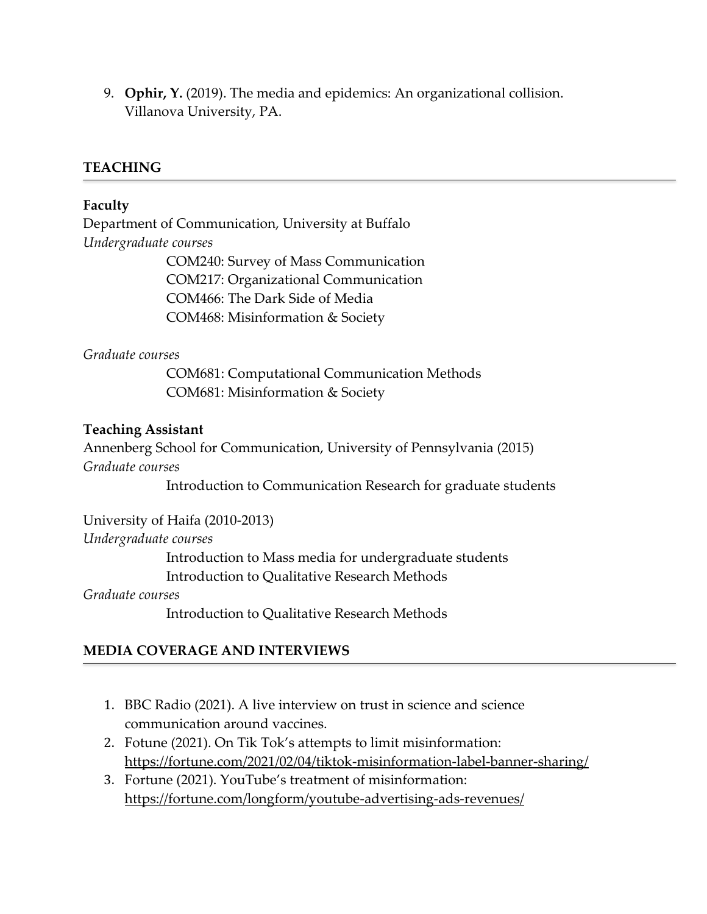9. **Ophir, Y.** (2019). The media and epidemics: An organizational collision. Villanova University, PA.

## TEACHING

**Faculty**
Department of Communication, University at Buffalo
*Undergraduate courses*

- COM240: Survey of Mass Communication
- COM217: Organizational Communication
- COM466: The Dark Side of Media
- COM468: Misinformation & Society

*Graduate courses*

- COM681: Computational Communication Methods
- COM681: Misinformation & Society

**Teaching Assistant**
Annenberg School for Communication, University of Pennsylvania (2015)
*Graduate courses*

- Introduction to Communication Research for graduate students

University of Haifa (2010-2013)
*Undergraduate courses*

- Introduction to Mass media for undergraduate students
- Introduction to Qualitative Research Methods

*Graduate courses*

- Introduction to Qualitative Research Methods

## MEDIA COVERAGE AND INTERVIEWS

1. BBC Radio (2021). A live interview on trust in science and science communication around vaccines.
2. Fotune (2021). On Tik Tok's attempts to limit misinformation: https://fortune.com/2021/02/04/tiktok-misinformation-label-banner-sharing/
3. Fortune (2021). YouTube's treatment of misinformation: https://fortune.com/longform/youtube-advertising-ads-revenues/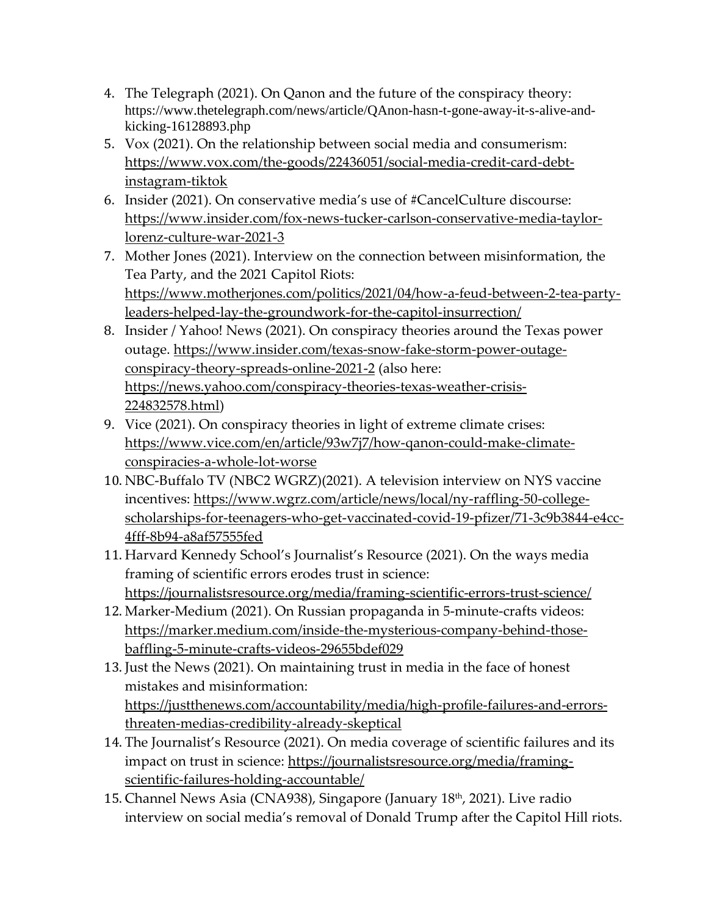4. The Telegraph (2021). On Qanon and the future of the conspiracy theory: https://www.thetelegraph.com/news/article/QAnon-hasn-t-gone-away-it-s-alive-and-kicking-16128893.php
5. Vox (2021). On the relationship between social media and consumerism: https://www.vox.com/the-goods/22436051/social-media-credit-card-debt-instagram-tiktok
6. Insider (2021). On conservative media's use of #CancelCulture discourse: https://www.insider.com/fox-news-tucker-carlson-conservative-media-taylor-lorenz-culture-war-2021-3
7. Mother Jones (2021). Interview on the connection between misinformation, the Tea Party, and the 2021 Capitol Riots: https://www.motherjones.com/politics/2021/04/how-a-feud-between-2-tea-party-leaders-helped-lay-the-groundwork-for-the-capitol-insurrection/
8. Insider / Yahoo! News (2021). On conspiracy theories around the Texas power outage. https://www.insider.com/texas-snow-fake-storm-power-outage-conspiracy-theory-spreads-online-2021-2 (also here: https://news.yahoo.com/conspiracy-theories-texas-weather-crisis-224832578.html)
9. Vice (2021). On conspiracy theories in light of extreme climate crises: https://www.vice.com/en/article/93w7j7/how-qanon-could-make-climate-conspiracies-a-whole-lot-worse
10. NBC-Buffalo TV (NBC2 WGRZ)(2021). A television interview on NYS vaccine incentives: https://www.wgrz.com/article/news/local/ny-raffling-50-college-scholarships-for-teenagers-who-get-vaccinated-covid-19-pfizer/71-3c9b3844-e4cc-4fff-8b94-a8af57555fed
11. Harvard Kennedy School's Journalist's Resource (2021). On the ways media framing of scientific errors erodes trust in science: https://journalistsresource.org/media/framing-scientific-errors-trust-science/
12. Marker-Medium (2021). On Russian propaganda in 5-minute-crafts videos: https://marker.medium.com/inside-the-mysterious-company-behind-those-baffling-5-minute-crafts-videos-29655bdef029
13. Just the News (2021). On maintaining trust in media in the face of honest mistakes and misinformation: https://justthenews.com/accountability/media/high-profile-failures-and-errors-threaten-medias-credibility-already-skeptical
14. The Journalist's Resource (2021). On media coverage of scientific failures and its impact on trust in science: https://journalistsresource.org/media/framing-scientific-failures-holding-accountable/
15. Channel News Asia (CNA938), Singapore (January 18th, 2021). Live radio interview on social media's removal of Donald Trump after the Capitol Hill riots.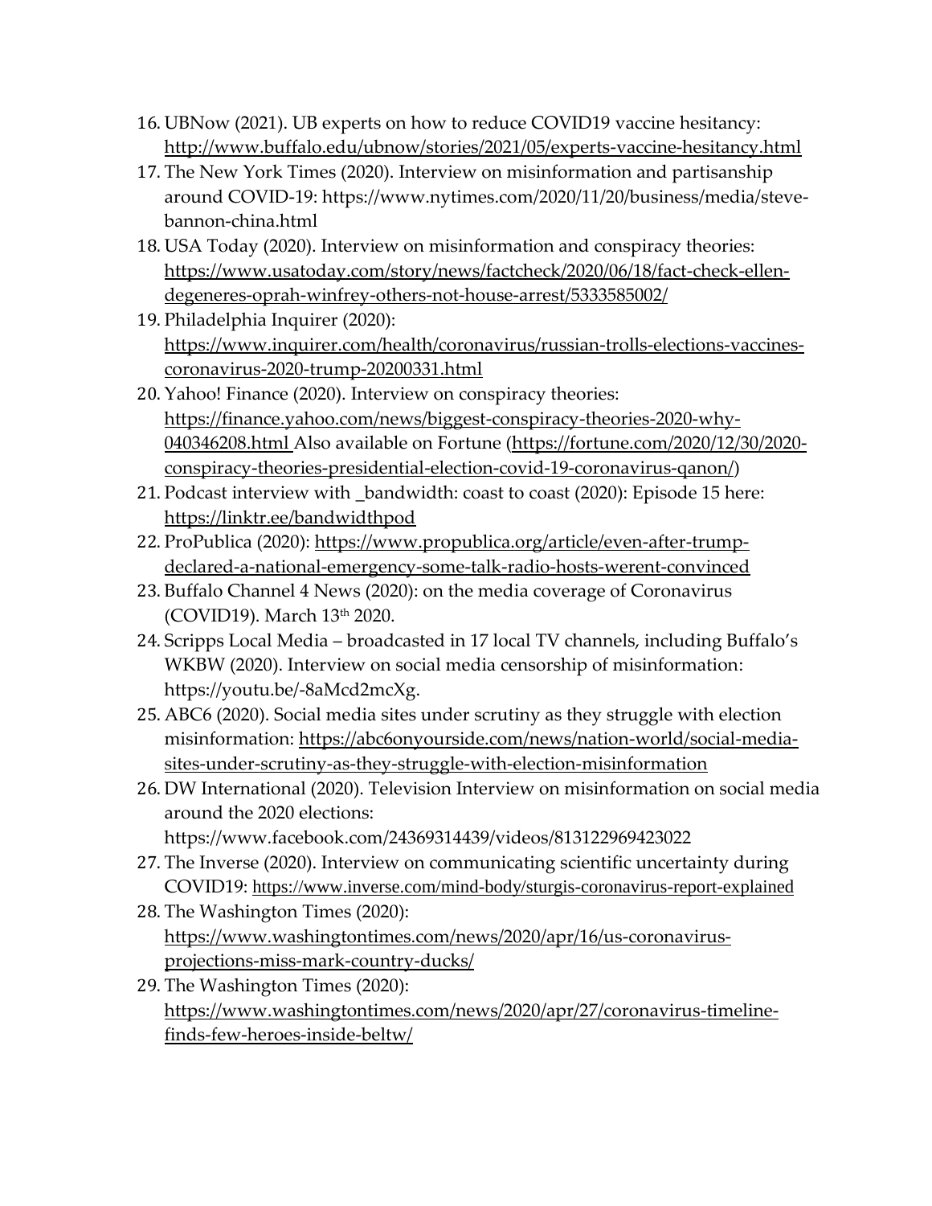16. UBNow (2021). UB experts on how to reduce COVID19 vaccine hesitancy: http://www.buffalo.edu/ubnow/stories/2021/05/experts-vaccine-hesitancy.html
17. The New York Times (2020). Interview on misinformation and partisanship around COVID-19: https://www.nytimes.com/2020/11/20/business/media/steve-bannon-china.html
18. USA Today (2020). Interview on misinformation and conspiracy theories: https://www.usatoday.com/story/news/factcheck/2020/06/18/fact-check-ellen-degeneres-oprah-winfrey-others-not-house-arrest/5333585002/
19. Philadelphia Inquirer (2020): https://www.inquirer.com/health/coronavirus/russian-trolls-elections-vaccines-coronavirus-2020-trump-20200331.html
20. Yahoo! Finance (2020). Interview on conspiracy theories: https://finance.yahoo.com/news/biggest-conspiracy-theories-2020-why-040346208.html Also available on Fortune (https://fortune.com/2020/12/30/2020-conspiracy-theories-presidential-election-covid-19-coronavirus-qanon/)
21. Podcast interview with _bandwidth: coast to coast (2020): Episode 15 here: https://linktr.ee/bandwidthpod
22. ProPublica (2020): https://www.propublica.org/article/even-after-trump-declared-a-national-emergency-some-talk-radio-hosts-werent-convinced
23. Buffalo Channel 4 News (2020): on the media coverage of Coronavirus (COVID19). March 13th 2020.
24. Scripps Local Media – broadcasted in 17 local TV channels, including Buffalo's WKBW (2020). Interview on social media censorship of misinformation: https://youtu.be/-8aMcd2mcXg.
25. ABC6 (2020). Social media sites under scrutiny as they struggle with election misinformation: https://abc6onyourside.com/news/nation-world/social-media-sites-under-scrutiny-as-they-struggle-with-election-misinformation
26. DW International (2020). Television Interview on misinformation on social media around the 2020 elections: https://www.facebook.com/24369314439/videos/813122969423022
27. The Inverse (2020). Interview on communicating scientific uncertainty during COVID19: https://www.inverse.com/mind-body/sturgis-coronavirus-report-explained
28. The Washington Times (2020): https://www.washingtontimes.com/news/2020/apr/16/us-coronavirus-projections-miss-mark-country-ducks/
29. The Washington Times (2020): https://www.washingtontimes.com/news/2020/apr/27/coronavirus-timeline-finds-few-heroes-inside-beltw/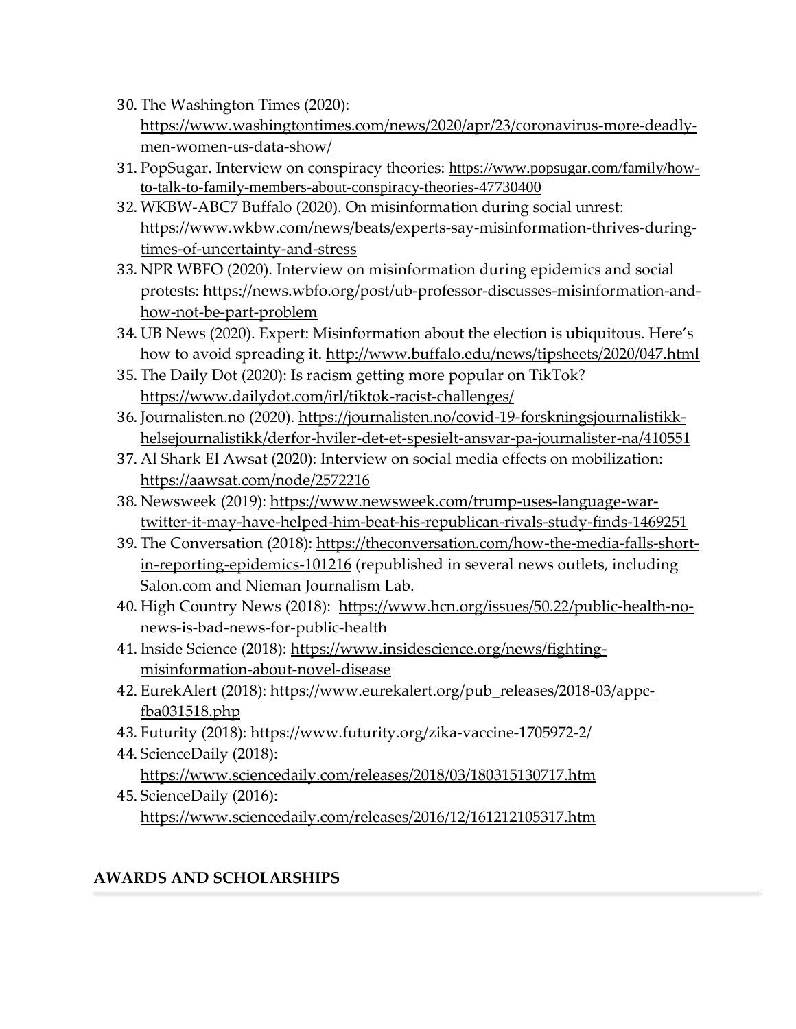30. The Washington Times (2020): https://www.washingtontimes.com/news/2020/apr/23/coronavirus-more-deadly-men-women-us-data-show/
31. PopSugar. Interview on conspiracy theories: https://www.popsugar.com/family/how-to-talk-to-family-members-about-conspiracy-theories-47730400
32. WKBW-ABC7 Buffalo (2020). On misinformation during social unrest: https://www.wkbw.com/news/beats/experts-say-misinformation-thrives-during-times-of-uncertainty-and-stress
33. NPR WBFO (2020). Interview on misinformation during epidemics and social protests: https://news.wbfo.org/post/ub-professor-discusses-misinformation-and-how-not-be-part-problem
34. UB News (2020). Expert: Misinformation about the election is ubiquitous. Here's how to avoid spreading it. http://www.buffalo.edu/news/tipsheets/2020/047.html
35. The Daily Dot (2020): Is racism getting more popular on TikTok? https://www.dailydot.com/irl/tiktok-racist-challenges/
36. Journalisten.no (2020). https://journalisten.no/covid-19-forskningsjournalistikk-helsejournalistikk/derfor-hviler-det-et-spesielt-ansvar-pa-journalister-na/410551
37. Al Shark El Awsat (2020): Interview on social media effects on mobilization: https://aawsat.com/node/2572216
38. Newsweek (2019): https://www.newsweek.com/trump-uses-language-war-twitter-it-may-have-helped-him-beat-his-republican-rivals-study-finds-1469251
39. The Conversation (2018): https://theconversation.com/how-the-media-falls-short-in-reporting-epidemics-101216 (republished in several news outlets, including Salon.com and Nieman Journalism Lab.
40. High Country News (2018): https://www.hcn.org/issues/50.22/public-health-no-news-is-bad-news-for-public-health
41. Inside Science (2018): https://www.insidescience.org/news/fighting-misinformation-about-novel-disease
42. EurekAlert (2018): https://www.eurekalert.org/pub_releases/2018-03/appc-fba031518.php
43. Futurity (2018): https://www.futurity.org/zika-vaccine-1705972-2/
44. ScienceDaily (2018): https://www.sciencedaily.com/releases/2018/03/180315130717.htm
45. ScienceDaily (2016): https://www.sciencedaily.com/releases/2016/12/161212105317.htm

## AWARDS AND SCHOLARSHIPS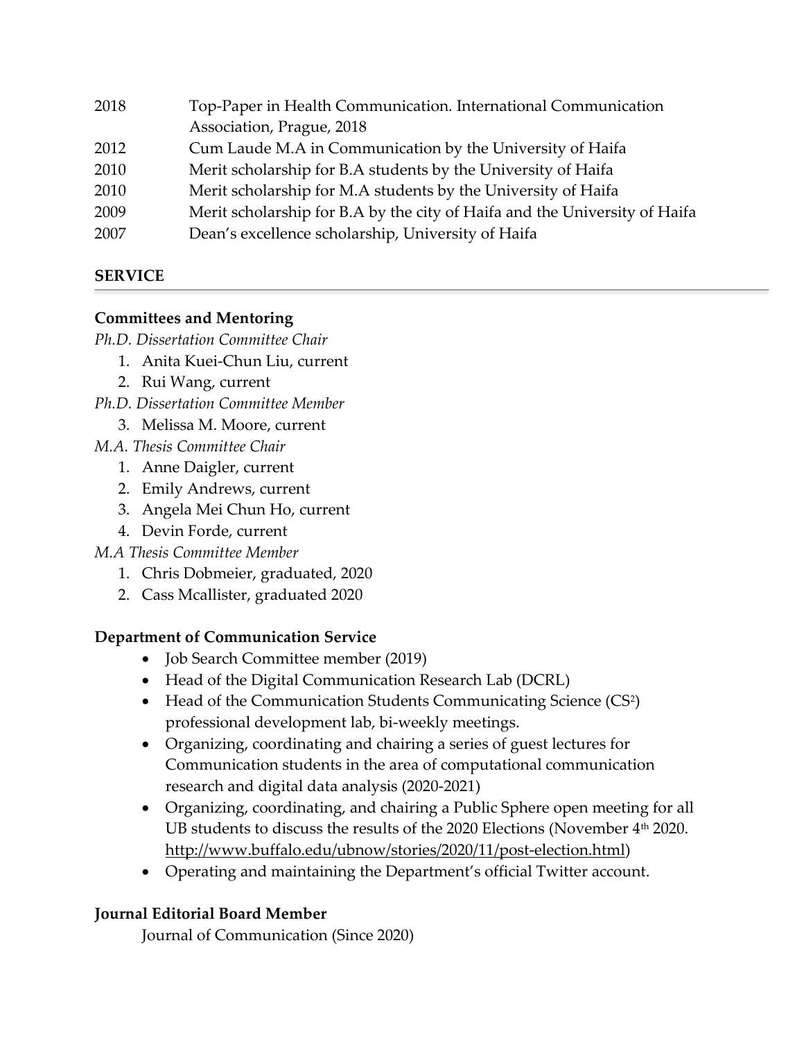| | |
|---|---|
| 2018 | Top-Paper in Health Communication. International Communication Association, Prague, 2018 |
| 2012 | Cum Laude M.A in Communication by the University of Haifa |
| 2010 | Merit scholarship for B.A students by the University of Haifa |
| 2010 | Merit scholarship for M.A students by the University of Haifa |
| 2009 | Merit scholarship for B.A by the city of Haifa and the University of Haifa |
| 2007 | Dean's excellence scholarship, University of Haifa |

## SERVICE

### Committees and Mentoring

*Ph.D. Dissertation Committee Chair*

1. Anita Kuei-Chun Liu, current
2. Rui Wang, current

*Ph.D. Dissertation Committee Member*

3. Melissa M. Moore, current

*M.A. Thesis Committee Chair*

1. Anne Daigler, current
2. Emily Andrews, current
3. Angela Mei Chun Ho, current
4. Devin Forde, current

*M.A Thesis Committee Member*

1. Chris Dobmeier, graduated, 2020
2. Cass Mcallister, graduated 2020

### Department of Communication Service

- Job Search Committee member (2019)
- Head of the Digital Communication Research Lab (DCRL)
- Head of the Communication Students Communicating Science ($CS^2$) professional development lab, bi-weekly meetings.
- Organizing, coordinating and chairing a series of guest lectures for Communication students in the area of computational communication research and digital data analysis (2020-2021)
- Organizing, coordinating, and chairing a Public Sphere open meeting for all UB students to discuss the results of the 2020 Elections (November 4th 2020. http://www.buffalo.edu/ubnow/stories/2020/11/post-election.html)
- Operating and maintaining the Department's official Twitter account.

### Journal Editorial Board Member

Journal of Communication (Since 2020)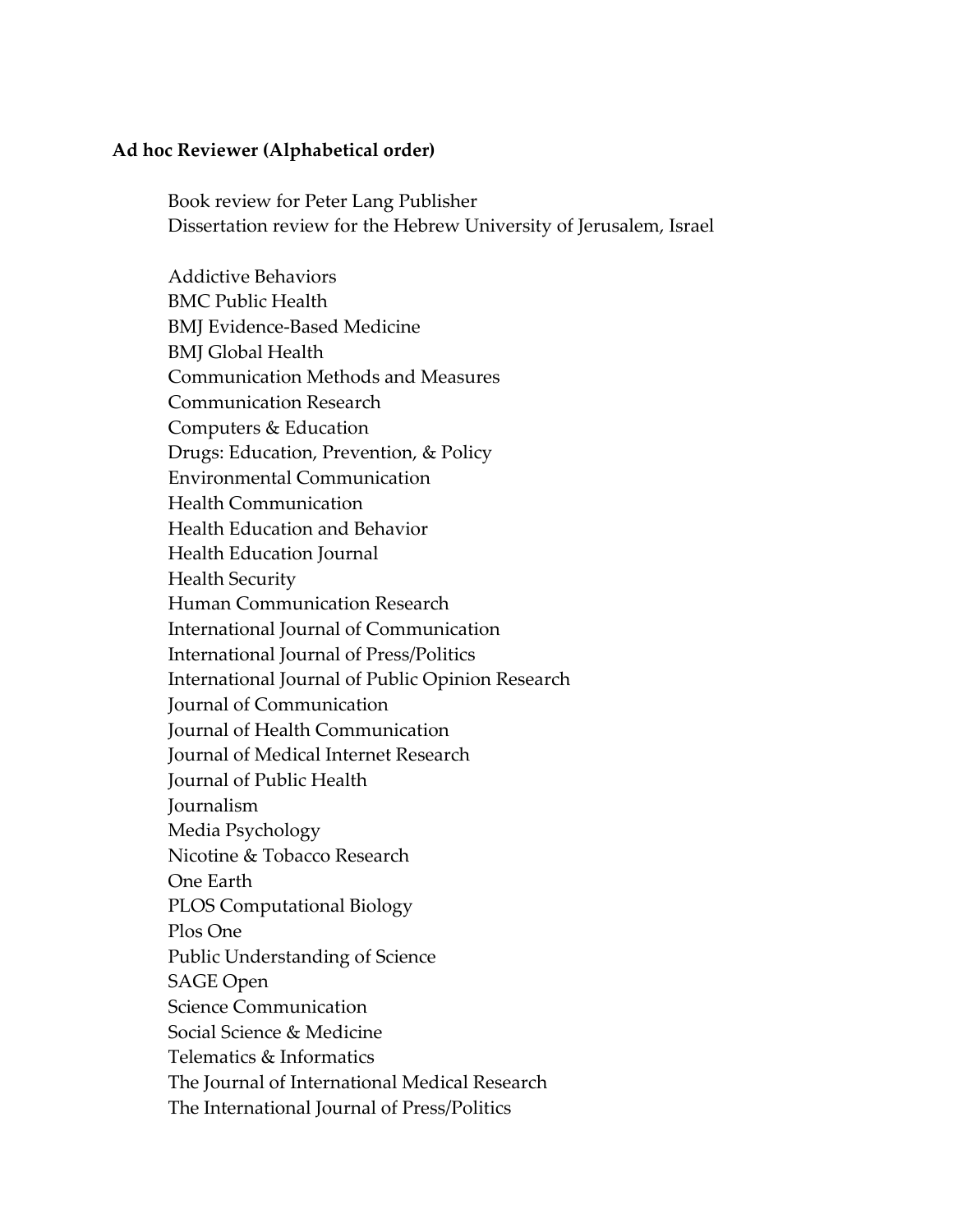**Ad hoc Reviewer (Alphabetical order)**

Book review for Peter Lang Publisher
Dissertation review for the Hebrew University of Jerusalem, Israel

Addictive Behaviors
BMC Public Health
BMJ Evidence-Based Medicine
BMJ Global Health
Communication Methods and Measures
Communication Research
Computers & Education
Drugs: Education, Prevention, & Policy
Environmental Communication
Health Communication
Health Education and Behavior
Health Education Journal
Health Security
Human Communication Research
International Journal of Communication
International Journal of Press/Politics
International Journal of Public Opinion Research
Journal of Communication
Journal of Health Communication
Journal of Medical Internet Research
Journal of Public Health
Journalism
Media Psychology
Nicotine & Tobacco Research
One Earth
PLOS Computational Biology
Plos One
Public Understanding of Science
SAGE Open
Science Communication
Social Science & Medicine
Telematics & Informatics
The Journal of International Medical Research
The International Journal of Press/Politics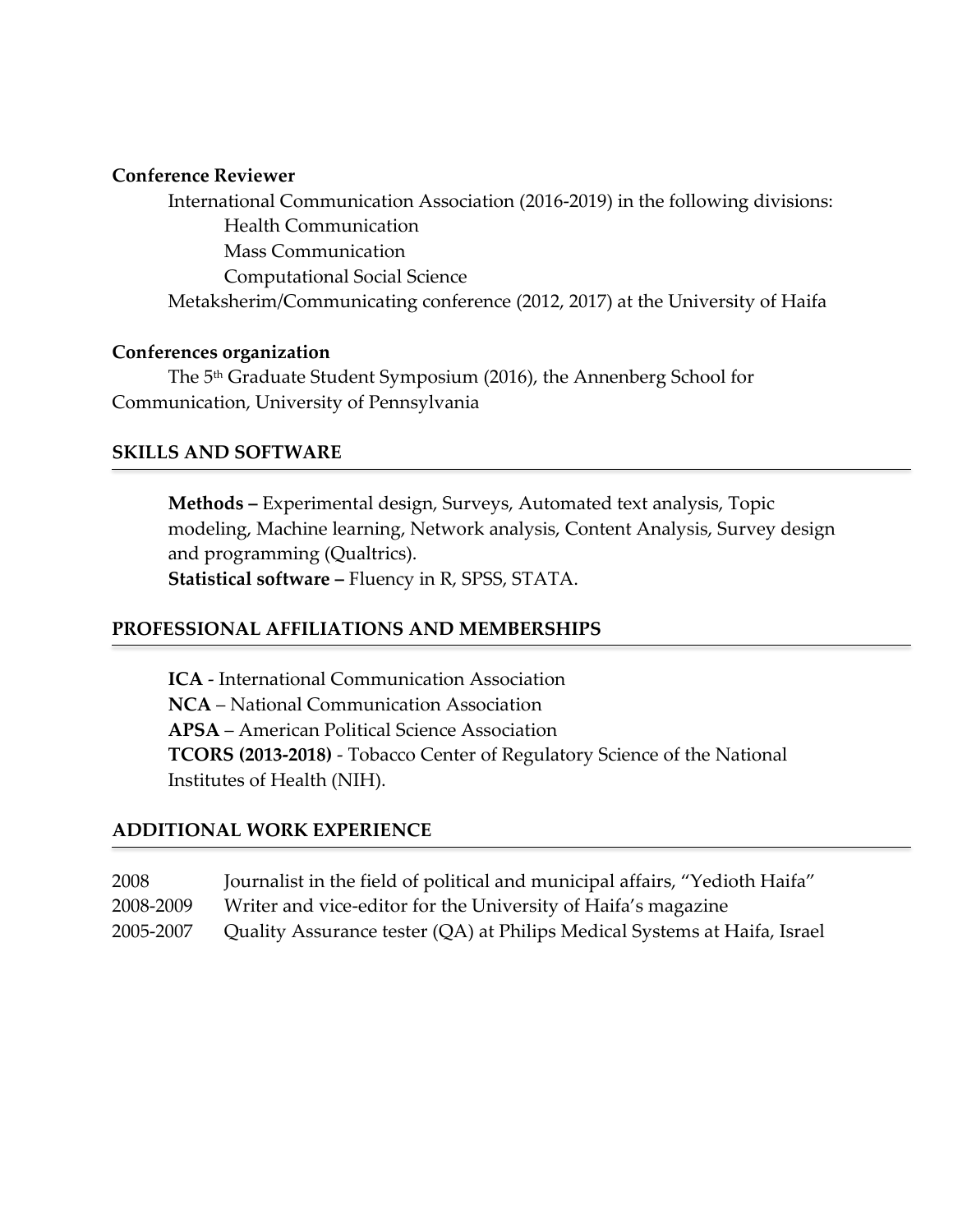**Conference Reviewer**

International Communication Association (2016-2019) in the following divisions:

- Health Communication
- Mass Communication
- Computational Social Science

Metaksherim/Communicating conference (2012, 2017) at the University of Haifa

**Conferences organization**

The 5th Graduate Student Symposium (2016), the Annenberg School for Communication, University of Pennsylvania

## SKILLS AND SOFTWARE

**Methods –** Experimental design, Surveys, Automated text analysis, Topic modeling, Machine learning, Network analysis, Content Analysis, Survey design and programming (Qualtrics).
**Statistical software –** Fluency in R, SPSS, STATA.

## PROFESSIONAL AFFILIATIONS AND MEMBERSHIPS

**ICA** - International Communication Association
**NCA** – National Communication Association
**APSA** – American Political Science Association
**TCORS (2013-2018)** - Tobacco Center of Regulatory Science of the National Institutes of Health (NIH).

## ADDITIONAL WORK EXPERIENCE

| | |
|---|---|
| 2008 | Journalist in the field of political and municipal affairs, "Yedioth Haifa" |
| 2008-2009 | Writer and vice-editor for the University of Haifa's magazine |
| 2005-2007 | Quality Assurance tester (QA) at Philips Medical Systems at Haifa, Israel |